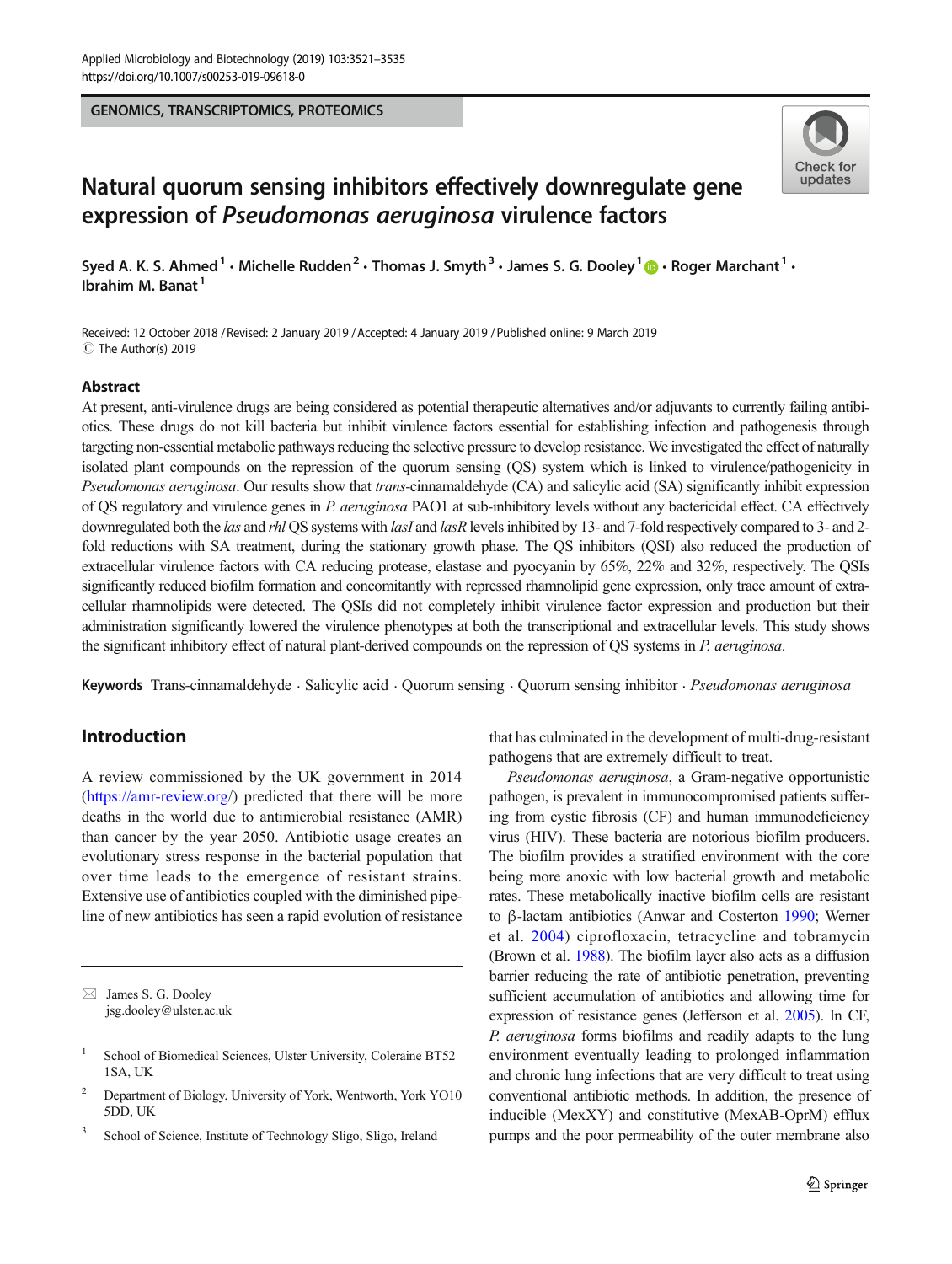GENOMICS, TRANSCRIPTOMICS, PROTEOMICS

# Natural quorum sensing inhibitors effectively downregulate gene expression of *Pseudomonas aeruginosa* virulence factors

Syed A. K. S. Ahmed[1] · Michelle Rudden[2] · Thomas J. Smyth[3] · James S. G. Dooley[1] · Roger Marchant[1] · Ibrahim M. Banat[1]

Received: 12 October 2018 / Revised: 2 January 2019 / Accepted: 4 January 2019 / Published online: 9 March 2019
© The Author(s) 2019

## Abstract

At present, anti-virulence drugs are being considered as potential therapeutic alternatives and/or adjuvants to currently failing antibiotics. These drugs do not kill bacteria but inhibit virulence factors essential for establishing infection and pathogenesis through targeting non-essential metabolic pathways reducing the selective pressure to develop resistance. We investigated the effect of naturally isolated plant compounds on the repression of the quorum sensing (QS) system which is linked to virulence/pathogenicity in *Pseudomonas aeruginosa*. Our results show that *trans*-cinnamaldehyde (CA) and salicylic acid (SA) significantly inhibit expression of QS regulatory and virulence genes in *P. aeruginosa* PAO1 at sub-inhibitory levels without any bactericidal effect. CA effectively downregulated both the *las* and *rhl* QS systems with *lasI* and *lasR* levels inhibited by 13- and 7-fold respectively compared to 3- and 2-fold reductions with SA treatment, during the stationary growth phase. The QS inhibitors (QSI) also reduced the production of extracellular virulence factors with CA reducing protease, elastase and pyocyanin by 65%, 22% and 32%, respectively. The QSIs significantly reduced biofilm formation and concomitantly with repressed rhamnolipid gene expression, only trace amount of extracellular rhamnolipids were detected. The QSIs did not completely inhibit virulence factor expression and production but their administration significantly lowered the virulence phenotypes at both the transcriptional and extracellular levels. This study shows the significant inhibitory effect of natural plant-derived compounds on the repression of QS systems in *P. aeruginosa*.

**Keywords** Trans-cinnamaldehyde · Salicylic acid · Quorum sensing · Quorum sensing inhibitor · *Pseudomonas aeruginosa*

## Introduction

A review commissioned by the UK government in 2014 (https://amr-review.org/) predicted that there will be more deaths in the world due to antimicrobial resistance (AMR) than cancer by the year 2050. Antibiotic usage creates an evolutionary stress response in the bacterial population that over time leads to the emergence of resistant strains. Extensive use of antibiotics coupled with the diminished pipeline of new antibiotics has seen a rapid evolution of resistance that has culminated in the development of multi-drug-resistant pathogens that are extremely difficult to treat.

*Pseudomonas aeruginosa*, a Gram-negative opportunistic pathogen, is prevalent in immunocompromised patients suffering from cystic fibrosis (CF) and human immunodeficiency virus (HIV). These bacteria are notorious biofilm producers. The biofilm provides a stratified environment with the core being more anoxic with low bacterial growth and metabolic rates. These metabolically inactive biofilm cells are resistant to β-lactam antibiotics (Anwar and Costerton 1990; Werner et al. 2004) ciprofloxacin, tetracycline and tobramycin (Brown et al. 1988). The biofilm layer also acts as a diffusion barrier reducing the rate of antibiotic penetration, preventing sufficient accumulation of antibiotics and allowing time for expression of resistance genes (Jefferson et al. 2005). In CF, *P. aeruginosa* forms biofilms and readily adapts to the lung environment eventually leading to prolonged inflammation and chronic lung infections that are very difficult to treat using conventional antibiotic methods. In addition, the presence of inducible (MexXY) and constitutive (MexAB-OprM) efflux pumps and the poor permeability of the outer membrane also

✉ James S. G. Dooley
jsg.dooley@ulster.ac.uk

[1] School of Biomedical Sciences, Ulster University, Coleraine BT52 1SA, UK

[2] Department of Biology, University of York, Wentworth, York YO10 5DD, UK

[3] School of Science, Institute of Technology Sligo, Sligo, Ireland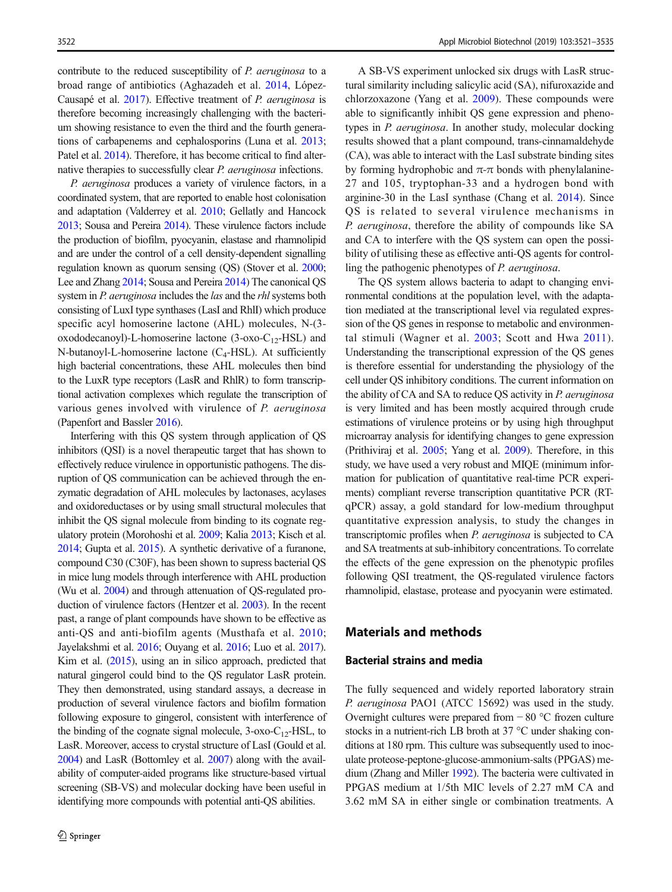contribute to the reduced susceptibility of *P. aeruginosa* to a broad range of antibiotics (Aghazadeh et al. 2014, López-Causapé et al. 2017). Effective treatment of *P. aeruginosa* is therefore becoming increasingly challenging with the bacterium showing resistance to even the third and the fourth generations of carbapenems and cephalosporins (Luna et al. 2013; Patel et al. 2014). Therefore, it has become critical to find alternative therapies to successfully clear *P. aeruginosa* infections.

*P. aeruginosa* produces a variety of virulence factors, in a coordinated system, that are reported to enable host colonisation and adaptation (Valderrey et al. 2010; Gellatly and Hancock 2013; Sousa and Pereira 2014). These virulence factors include the production of biofilm, pyocyanin, elastase and rhamnolipid and are under the control of a cell density-dependent signalling regulation known as quorum sensing (QS) (Stover et al. 2000; Lee and Zhang 2014; Sousa and Pereira 2014) The canonical QS system in *P. aeruginosa* includes the *las* and the *rhl* systems both consisting of LuxI type synthases (LasI and RhlI) which produce specific acyl homoserine lactone (AHL) molecules, N-(3-oxododecanoyl)-L-homoserine lactone (3-oxo-$C_{12}$-HSL) and N-butanoyl-L-homoserine lactone ($C_4$-HSL). At sufficiently high bacterial concentrations, these AHL molecules then bind to the LuxR type receptors (LasR and RhlR) to form transcriptional activation complexes which regulate the transcription of various genes involved with virulence of *P. aeruginosa* (Papenfort and Bassler 2016).

Interfering with this QS system through application of QS inhibitors (QSI) is a novel therapeutic target that has shown to effectively reduce virulence in opportunistic pathogens. The disruption of QS communication can be achieved through the enzymatic degradation of AHL molecules by lactonases, acylases and oxidoreductases or by using small structural molecules that inhibit the QS signal molecule from binding to its cognate regulatory protein (Morohoshi et al. 2009; Kalia 2013; Kisch et al. 2014; Gupta et al. 2015). A synthetic derivative of a furanone, compound C30 (C30F), has been shown to supress bacterial QS in mice lung models through interference with AHL production (Wu et al. 2004) and through attenuation of QS-regulated production of virulence factors (Hentzer et al. 2003). In the recent past, a range of plant compounds have shown to be effective as anti-QS and anti-biofilm agents (Musthafa et al. 2010; Jayelakshmi et al. 2016; Ouyang et al. 2016; Luo et al. 2017). Kim et al. (2015), using an in silico approach, predicted that natural gingerol could bind to the QS regulator LasR protein. They then demonstrated, using standard assays, a decrease in production of several virulence factors and biofilm formation following exposure to gingerol, consistent with interference of the binding of the cognate signal molecule, 3-oxo-$C_{12}$-HSL, to LasR. Moreover, access to crystal structure of LasI (Gould et al. 2004) and LasR (Bottomley et al. 2007) along with the availability of computer-aided programs like structure-based virtual screening (SB-VS) and molecular docking have been useful in identifying more compounds with potential anti-QS abilities.

A SB-VS experiment unlocked six drugs with LasR structural similarity including salicylic acid (SA), nifuroxazide and chlorzoxazone (Yang et al. 2009). These compounds were able to significantly inhibit QS gene expression and phenotypes in *P. aeruginosa*. In another study, molecular docking results showed that a plant compound, trans-cinnamaldehyde (CA), was able to interact with the LasI substrate binding sites by forming hydrophobic and π-π bonds with phenylalanine-27 and 105, tryptophan-33 and a hydrogen bond with arginine-30 in the LasI synthase (Chang et al. 2014). Since QS is related to several virulence mechanisms in *P. aeruginosa*, therefore the ability of compounds like SA and CA to interfere with the QS system can open the possibility of utilising these as effective anti-QS agents for controlling the pathogenic phenotypes of *P. aeruginosa*.

The QS system allows bacteria to adapt to changing environmental conditions at the population level, with the adaptation mediated at the transcriptional level via regulated expression of the QS genes in response to metabolic and environmental stimuli (Wagner et al. 2003; Scott and Hwa 2011). Understanding the transcriptional expression of the QS genes is therefore essential for understanding the physiology of the cell under QS inhibitory conditions. The current information on the ability of CA and SA to reduce QS activity in *P. aeruginosa* is very limited and has been mostly acquired through crude estimations of virulence proteins or by using high throughput microarray analysis for identifying changes to gene expression (Prithiviraj et al. 2005; Yang et al. 2009). Therefore, in this study, we have used a very robust and MIQE (minimum information for publication of quantitative real-time PCR experiments) compliant reverse transcription quantitative PCR (RT-qPCR) assay, a gold standard for low-medium throughput quantitative expression analysis, to study the changes in transcriptomic profiles when *P. aeruginosa* is subjected to CA and SA treatments at sub-inhibitory concentrations. To correlate the effects of the gene expression on the phenotypic profiles following QSI treatment, the QS-regulated virulence factors rhamnolipid, elastase, protease and pyocyanin were estimated.

## Materials and methods

### Bacterial strains and media

The fully sequenced and widely reported laboratory strain *P. aeruginosa* PAO1 (ATCC 15692) was used in the study. Overnight cultures were prepared from −80 °C frozen culture stocks in a nutrient-rich LB broth at 37 °C under shaking conditions at 180 rpm. This culture was subsequently used to inoculate proteose-peptone-glucose-ammonium-salts (PPGAS) medium (Zhang and Miller 1992). The bacteria were cultivated in PPGAS medium at 1/5th MIC levels of 2.27 mM CA and 3.62 mM SA in either single or combination treatments. A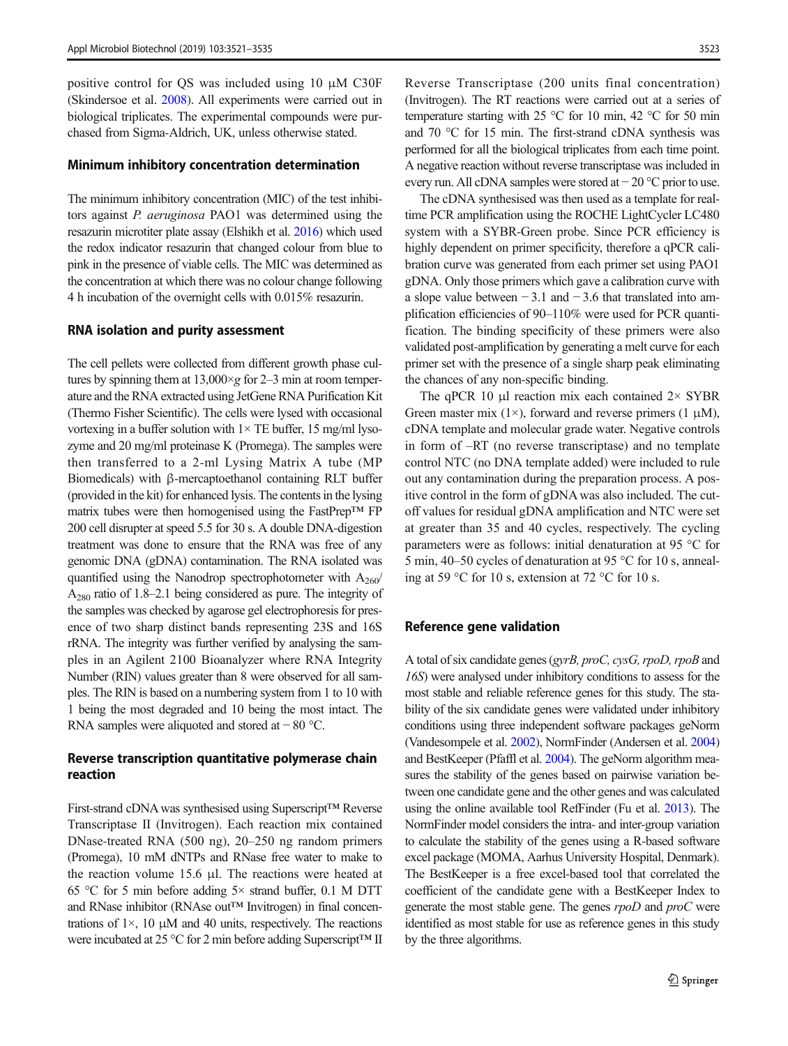positive control for QS was included using 10 μM C30F (Skindersoe et al. 2008). All experiments were carried out in biological triplicates. The experimental compounds were purchased from Sigma-Aldrich, UK, unless otherwise stated.

### Minimum inhibitory concentration determination

The minimum inhibitory concentration (MIC) of the test inhibitors against *P. aeruginosa* PAO1 was determined using the resazurin microtiter plate assay (Elshikh et al. 2016) which used the redox indicator resazurin that changed colour from blue to pink in the presence of viable cells. The MIC was determined as the concentration at which there was no colour change following 4 h incubation of the overnight cells with 0.015% resazurin.

### RNA isolation and purity assessment

The cell pellets were collected from different growth phase cultures by spinning them at 13,000×*g* for 2–3 min at room temperature and the RNA extracted using JetGene RNA Purification Kit (Thermo Fisher Scientific). The cells were lysed with occasional vortexing in a buffer solution with 1× TE buffer, 15 mg/ml lysozyme and 20 mg/ml proteinase K (Promega). The samples were then transferred to a 2-ml Lysing Matrix A tube (MP Biomedicals) with β-mercaptoethanol containing RLT buffer (provided in the kit) for enhanced lysis. The contents in the lysing matrix tubes were then homogenised using the FastPrep™ FP 200 cell disrupter at speed 5.5 for 30 s. A double DNA-digestion treatment was done to ensure that the RNA was free of any genomic DNA (gDNA) contamination. The RNA isolated was quantified using the Nanodrop spectrophotometer with $A_{260}/A_{280}$ ratio of 1.8–2.1 being considered as pure. The integrity of the samples was checked by agarose gel electrophoresis for presence of two sharp distinct bands representing 23S and 16S rRNA. The integrity was further verified by analysing the samples in an Agilent 2100 Bioanalyzer where RNA Integrity Number (RIN) values greater than 8 were observed for all samples. The RIN is based on a numbering system from 1 to 10 with 1 being the most degraded and 10 being the most intact. The RNA samples were aliquoted and stored at − 80 °C.

### Reverse transcription quantitative polymerase chain reaction

First-strand cDNA was synthesised using Superscript™ Reverse Transcriptase II (Invitrogen). Each reaction mix contained DNase-treated RNA (500 ng), 20–250 ng random primers (Promega), 10 mM dNTPs and RNase free water to make to the reaction volume 15.6 μl. The reactions were heated at 65 °C for 5 min before adding 5× strand buffer, 0.1 M DTT and RNase inhibitor (RNAse out™ Invitrogen) in final concentrations of 1×, 10 μM and 40 units, respectively. The reactions were incubated at 25 °C for 2 min before adding Superscript™ II Reverse Transcriptase (200 units final concentration) (Invitrogen). The RT reactions were carried out at a series of temperature starting with 25 °C for 10 min, 42 °C for 50 min and 70 °C for 15 min. The first-strand cDNA synthesis was performed for all the biological triplicates from each time point. A negative reaction without reverse transcriptase was included in every run. All cDNA samples were stored at − 20 °C prior to use.

The cDNA synthesised was then used as a template for real-time PCR amplification using the ROCHE LightCycler LC480 system with a SYBR-Green probe. Since PCR efficiency is highly dependent on primer specificity, therefore a qPCR calibration curve was generated from each primer set using PAO1 gDNA. Only those primers which gave a calibration curve with a slope value between − 3.1 and − 3.6 that translated into amplification efficiencies of 90–110% were used for PCR quantification. The binding specificity of these primers were also validated post-amplification by generating a melt curve for each primer set with the presence of a single sharp peak eliminating the chances of any non-specific binding.

The qPCR 10 μl reaction mix each contained 2× SYBR Green master mix (1×), forward and reverse primers (1 μM), cDNA template and molecular grade water. Negative controls in form of –RT (no reverse transcriptase) and no template control NTC (no DNA template added) were included to rule out any contamination during the preparation process. A positive control in the form of gDNA was also included. The cut-off values for residual gDNA amplification and NTC were set at greater than 35 and 40 cycles, respectively. The cycling parameters were as follows: initial denaturation at 95 °C for 5 min, 40–50 cycles of denaturation at 95 °C for 10 s, annealing at 59 °C for 10 s, extension at 72 °C for 10 s.

### Reference gene validation

A total of six candidate genes (*gyrB, proC, cysG, rpoD, rpoB* and *16S*) were analysed under inhibitory conditions to assess for the most stable and reliable reference genes for this study. The stability of the six candidate genes were validated under inhibitory conditions using three independent software packages geNorm (Vandesompele et al. 2002), NormFinder (Andersen et al. 2004) and BestKeeper (Pfaffl et al. 2004). The geNorm algorithm measures the stability of the genes based on pairwise variation between one candidate gene and the other genes and was calculated using the online available tool RefFinder (Fu et al. 2013). The NormFinder model considers the intra- and inter-group variation to calculate the stability of the genes using a R-based software excel package (MOMA, Aarhus University Hospital, Denmark). The BestKeeper is a free excel-based tool that correlated the coefficient of the candidate gene with a BestKeeper Index to generate the most stable gene. The genes *rpoD* and *proC* were identified as most stable for use as reference genes in this study by the three algorithms.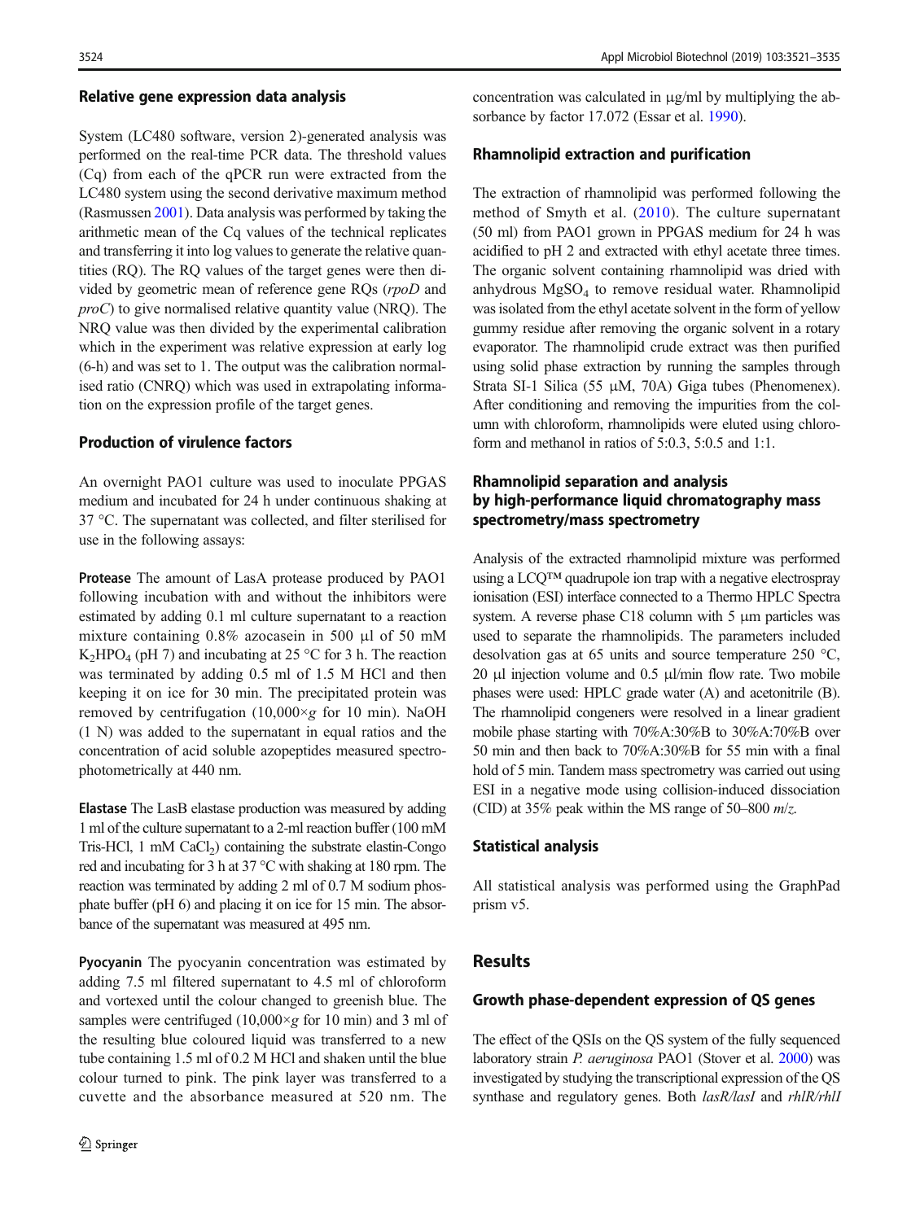### Relative gene expression data analysis

System (LC480 software, version 2)-generated analysis was performed on the real-time PCR data. The threshold values (Cq) from each of the qPCR run were extracted from the LC480 system using the second derivative maximum method (Rasmussen 2001). Data analysis was performed by taking the arithmetic mean of the Cq values of the technical replicates and transferring it into log values to generate the relative quantities (RQ). The RQ values of the target genes were then divided by geometric mean of reference gene RQs (*rpoD* and *proC*) to give normalised relative quantity value (NRQ). The NRQ value was then divided by the experimental calibration which in the experiment was relative expression at early log (6-h) and was set to 1. The output was the calibration normalised ratio (CNRQ) which was used in extrapolating information on the expression profile of the target genes.

### Production of virulence factors

An overnight PAO1 culture was used to inoculate PPGAS medium and incubated for 24 h under continuous shaking at 37 °C. The supernatant was collected, and filter sterilised for use in the following assays:

**Protease** The amount of LasA protease produced by PAO1 following incubation with and without the inhibitors were estimated by adding 0.1 ml culture supernatant to a reaction mixture containing 0.8% azocasein in 500 μl of 50 mM $K_2HPO_4$ (pH 7) and incubating at 25 °C for 3 h. The reaction was terminated by adding 0.5 ml of 1.5 M HCl and then keeping it on ice for 30 min. The precipitated protein was removed by centrifugation (10,000×*g* for 10 min). NaOH (1 N) was added to the supernatant in equal ratios and the concentration of acid soluble azopeptides measured spectrophotometrically at 440 nm.

**Elastase** The LasB elastase production was measured by adding 1 ml of the culture supernatant to a 2-ml reaction buffer (100 mM Tris-HCl, 1 mM $CaCl_2$) containing the substrate elastin-Congo red and incubating for 3 h at 37 °C with shaking at 180 rpm. The reaction was terminated by adding 2 ml of 0.7 M sodium phosphate buffer (pH 6) and placing it on ice for 15 min. The absorbance of the supernatant was measured at 495 nm.

**Pyocyanin** The pyocyanin concentration was estimated by adding 7.5 ml filtered supernatant to 4.5 ml of chloroform and vortexed until the colour changed to greenish blue. The samples were centrifuged (10,000×*g* for 10 min) and 3 ml of the resulting blue coloured liquid was transferred to a new tube containing 1.5 ml of 0.2 M HCl and shaken until the blue colour turned to pink. The pink layer was transferred to a cuvette and the absorbance measured at 520 nm. The concentration was calculated in μg/ml by multiplying the absorbance by factor 17.072 (Essar et al. 1990).

### Rhamnolipid extraction and purification

The extraction of rhamnolipid was performed following the method of Smyth et al. (2010). The culture supernatant (50 ml) from PAO1 grown in PPGAS medium for 24 h was acidified to pH 2 and extracted with ethyl acetate three times. The organic solvent containing rhamnolipid was dried with anhydrous $MgSO_4$ to remove residual water. Rhamnolipid was isolated from the ethyl acetate solvent in the form of yellow gummy residue after removing the organic solvent in a rotary evaporator. The rhamnolipid crude extract was then purified using solid phase extraction by running the samples through Strata SI-1 Silica (55 μM, 70A) Giga tubes (Phenomenex). After conditioning and removing the impurities from the column with chloroform, rhamnolipids were eluted using chloroform and methanol in ratios of 5:0.3, 5:0.5 and 1:1.

### Rhamnolipid separation and analysis by high-performance liquid chromatography mass spectrometry/mass spectrometry

Analysis of the extracted rhamnolipid mixture was performed using a LCQ™ quadrupole ion trap with a negative electrospray ionisation (ESI) interface connected to a Thermo HPLC Spectra system. A reverse phase C18 column with 5 μm particles was used to separate the rhamnolipids. The parameters included desolvation gas at 65 units and source temperature 250 °C, 20 μl injection volume and 0.5 μl/min flow rate. Two mobile phases were used: HPLC grade water (A) and acetonitrile (B). The rhamnolipid congeners were resolved in a linear gradient mobile phase starting with 70%A:30%B to 30%A:70%B over 50 min and then back to 70%A:30%B for 55 min with a final hold of 5 min. Tandem mass spectrometry was carried out using ESI in a negative mode using collision-induced dissociation (CID) at 35% peak within the MS range of 50–800 *m*/*z*.

### Statistical analysis

All statistical analysis was performed using the GraphPad prism v5.

## Results

### Growth phase-dependent expression of QS genes

The effect of the QSIs on the QS system of the fully sequenced laboratory strain *P. aeruginosa* PAO1 (Stover et al. 2000) was investigated by studying the transcriptional expression of the QS synthase and regulatory genes. Both *lasR/lasI* and *rhlR/rhlI*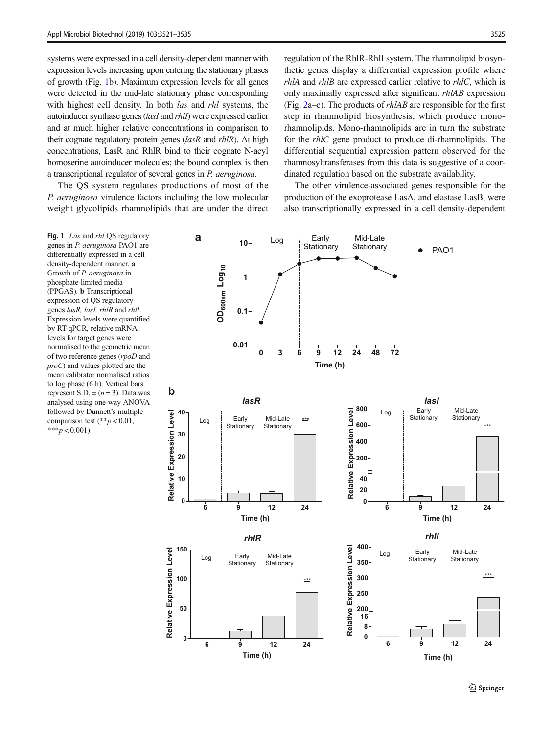systems were expressed in a cell density-dependent manner with expression levels increasing upon entering the stationary phases of growth (Fig. 1b). Maximum expression levels for all genes were detected in the mid-late stationary phase corresponding with highest cell density. In both *las* and *rhl* systems, the autoinducer synthase genes (*lasI* and *rhlI*) were expressed earlier and at much higher relative concentrations in comparison to their cognate regulatory protein genes (*lasR* and *rhlR*). At high concentrations, LasR and RhlR bind to their cognate N-acyl homoserine autoinducer molecules; the bound complex is then a transcriptional regulator of several genes in *P. aeruginosa*.

The QS system regulates productions of most of the *P. aeruginosa* virulence factors including the low molecular weight glycolipids rhamnolipids that are under the direct regulation of the RhlR-RhlI system. The rhamnolipid biosynthetic genes display a differential expression profile where *rhlA* and *rhlB* are expressed earlier relative to *rhlC*, which is only maximally expressed after significant *rhlAB* expression (Fig. 2a–c). The products of *rhlAB* are responsible for the first step in rhamnolipid biosynthesis, which produce mono-rhamnolipids. Mono-rhamnolipids are in turn the substrate for the *rhlC* gene product to produce di-rhamnolipids. The differential sequential expression pattern observed for the rhamnosyltransferases from this data is suggestive of a coordinated regulation based on the substrate availability.

The other virulence-associated genes responsible for the production of the exoprotease LasA, and elastase LasB, were also transcriptionally expressed in a cell density-dependent

**Fig. 1** *Las* and *rhl* QS regulatory genes in *P. aeruginosa* PAO1 are differentially expressed in a cell density-dependent manner. **a** Growth of *P. aeruginosa* in phosphate-limited media (PPGAS). **b** Transcriptional expression of QS regulatory genes *lasR, lasI, rhlR* and *rhlI*. Expression levels were quantified by RT-qPCR, relative mRNA levels for target genes were normalised to the geometric mean of two reference genes (*rpoD* and *proC*) and values plotted are the mean calibrator normalised ratios to log phase (6 h). Vertical bars represent S.D. ± ($n = 3$). Data was analysed using one-way ANOVA followed by Dunnett's multiple comparison test (\*\*$p < 0.01$, \*\*\*$p < 0.001$)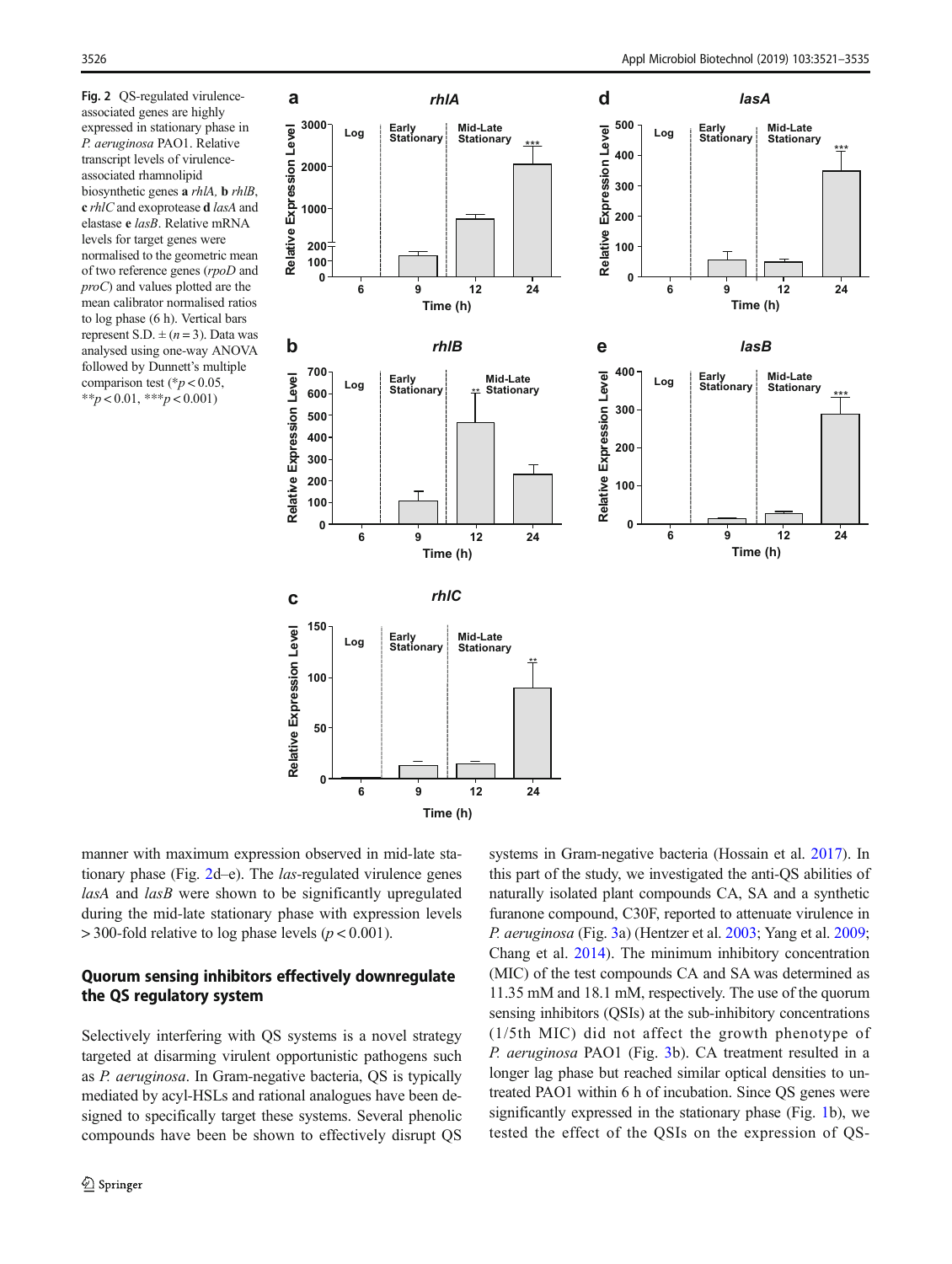**Fig. 2** QS-regulated virulence-associated genes are highly expressed in stationary phase in *P. aeruginosa* PAO1. Relative transcript levels of virulence-associated rhamnolipid biosynthetic genes **a** *rhlA*, **b** *rhlB*, **c** *rhlC* and exoprotease **d** *lasA* and elastase **e** *lasB*. Relative mRNA levels for target genes were normalised to the geometric mean of two reference genes (*rpoD* and *proC*) and values plotted are the mean calibrator normalised ratios to log phase (6 h). Vertical bars represent S.D. ± ($n = 3$). Data was analysed using one-way ANOVA followed by Dunnett's multiple comparison test (*$p < 0.05$, **$p < 0.01$, ***$p < 0.001$)

manner with maximum expression observed in mid-late stationary phase (Fig. 2d–e). The *las*-regulated virulence genes *lasA* and *lasB* were shown to be significantly upregulated during the mid-late stationary phase with expression levels > 300-fold relative to log phase levels ($p < 0.001$).

## Quorum sensing inhibitors effectively downregulate the QS regulatory system

Selectively interfering with QS systems is a novel strategy targeted at disarming virulent opportunistic pathogens such as *P. aeruginosa*. In Gram-negative bacteria, QS is typically mediated by acyl-HSLs and rational analogues have been designed to specifically target these systems. Several phenolic compounds have been be shown to effectively disrupt QS systems in Gram-negative bacteria (Hossain et al. 2017). In this part of the study, we investigated the anti-QS abilities of naturally isolated plant compounds CA, SA and a synthetic furanone compound, C30F, reported to attenuate virulence in *P. aeruginosa* (Fig. 3a) (Hentzer et al. 2003; Yang et al. 2009; Chang et al. 2014). The minimum inhibitory concentration (MIC) of the test compounds CA and SA was determined as 11.35 mM and 18.1 mM, respectively. The use of the quorum sensing inhibitors (QSIs) at the sub-inhibitory concentrations (1/5th MIC) did not affect the growth phenotype of *P. aeruginosa* PAO1 (Fig. 3b). CA treatment resulted in a longer lag phase but reached similar optical densities to untreated PAO1 within 6 h of incubation. Since QS genes were significantly expressed in the stationary phase (Fig. 1b), we tested the effect of the QSIs on the expression of QS-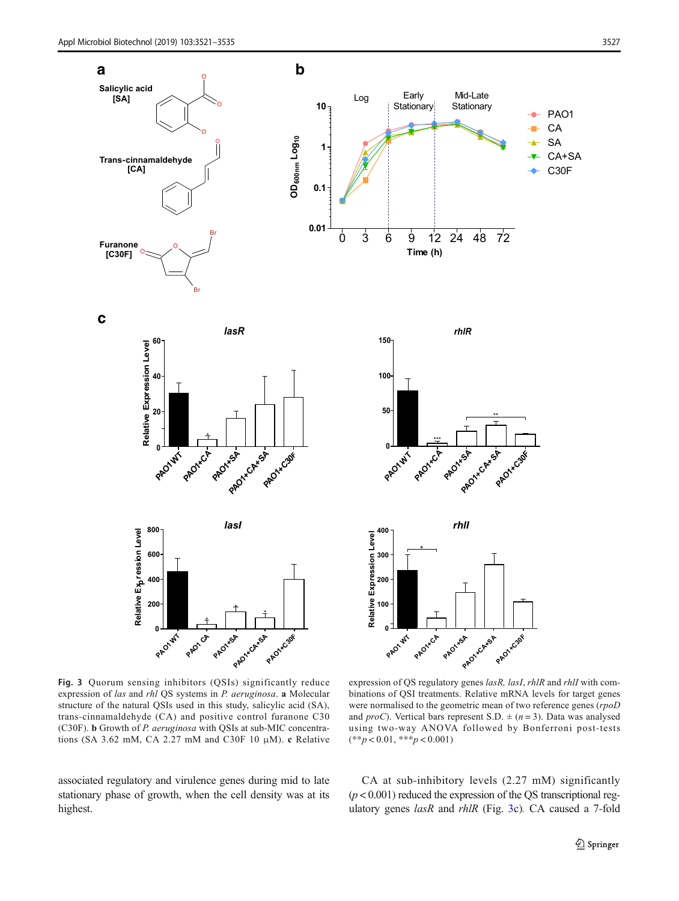**Fig. 3** Quorum sensing inhibitors (QSIs) significantly reduce expression of *las* and *rhl* QS systems in *P. aeruginosa*. **a** Molecular structure of the natural QSIs used in this study, salicylic acid (SA), trans-cinnamaldehyde (CA) and positive control furanone C30 (C30F). **b** Growth of *P. aeruginosa* with QSIs at sub-MIC concentrations (SA 3.62 mM, CA 2.27 mM and C30F 10 μM). **c** Relative expression of QS regulatory genes *lasR, lasI*, *rhlR* and *rhlI* with combinations of QSI treatments. Relative mRNA levels for target genes were normalised to the geometric mean of two reference genes (*rpoD* and *proC*). Vertical bars represent S.D. ± ($n = 3$). Data was analysed using two-way ANOVA followed by Bonferroni post-tests (**$p < 0.01$, ***$p < 0.001$)

associated regulatory and virulence genes during mid to late stationary phase of growth, when the cell density was at its highest.

CA at sub-inhibitory levels (2.27 mM) significantly ($p < 0.001$) reduced the expression of the QS transcriptional regulatory genes *lasR* and *rhlR* (Fig. 3c). CA caused a 7-fold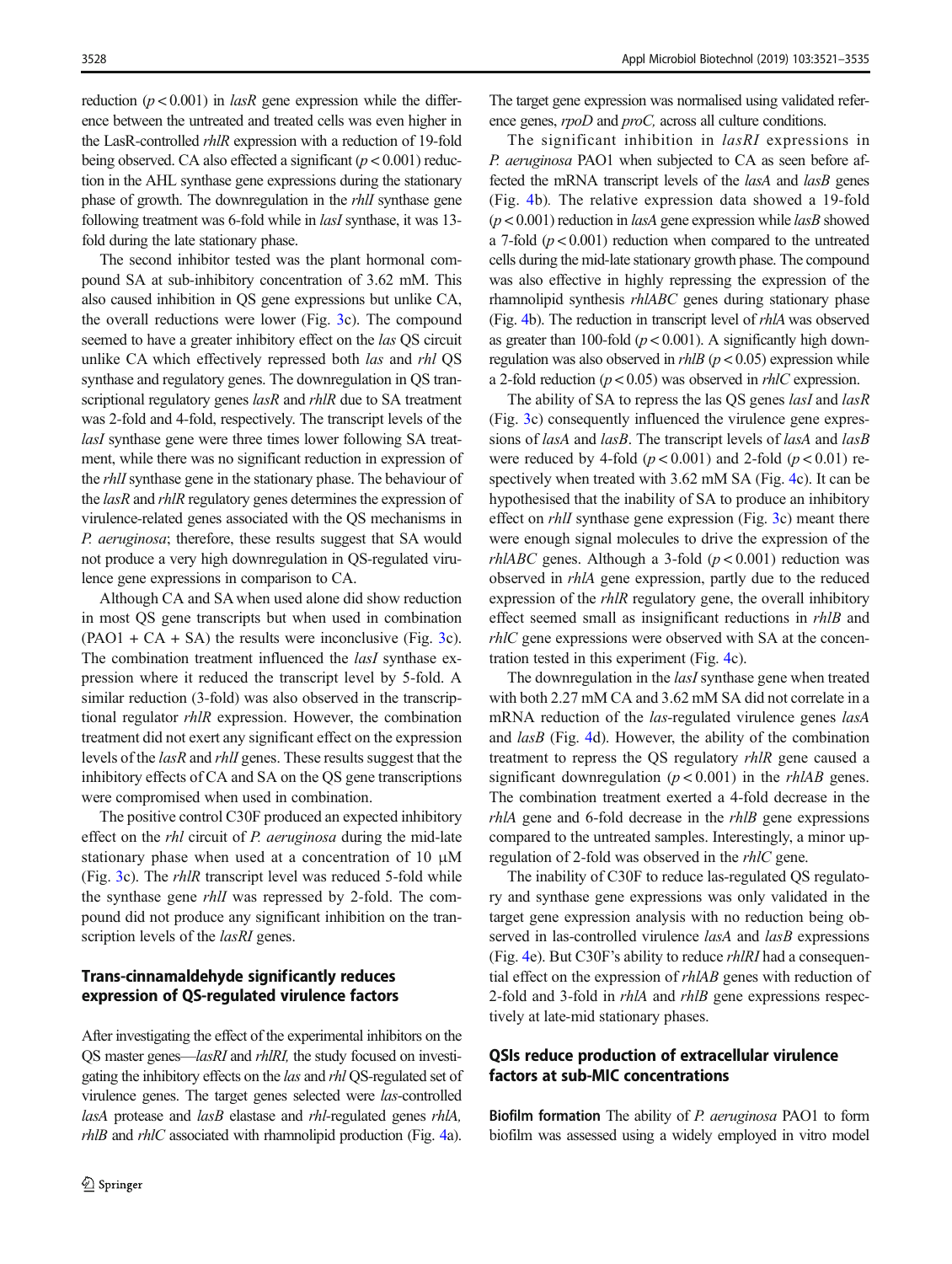reduction ($p < 0.001$) in *lasR* gene expression while the difference between the untreated and treated cells was even higher in the LasR-controlled *rhlR* expression with a reduction of 19-fold being observed. CA also effected a significant ($p < 0.001$) reduction in the AHL synthase gene expressions during the stationary phase of growth. The downregulation in the *rhlI* synthase gene following treatment was 6-fold while in *lasI* synthase, it was 13-fold during the late stationary phase.

The second inhibitor tested was the plant hormonal compound SA at sub-inhibitory concentration of 3.62 mM. This also caused inhibition in QS gene expressions but unlike CA, the overall reductions were lower (Fig. 3c). The compound seemed to have a greater inhibitory effect on the *las* QS circuit unlike CA which effectively repressed both *las* and *rhl* QS synthase and regulatory genes. The downregulation in QS transcriptional regulatory genes *lasR* and *rhlR* due to SA treatment was 2-fold and 4-fold, respectively. The transcript levels of the *lasI* synthase gene were three times lower following SA treatment, while there was no significant reduction in expression of the *rhlI* synthase gene in the stationary phase. The behaviour of the *lasR* and *rhlR* regulatory genes determines the expression of virulence-related genes associated with the QS mechanisms in *P. aeruginosa*; therefore, these results suggest that SA would not produce a very high downregulation in QS-regulated virulence gene expressions in comparison to CA.

Although CA and SA when used alone did show reduction in most QS gene transcripts but when used in combination (PAO1 + CA + SA) the results were inconclusive (Fig. 3c). The combination treatment influenced the *lasI* synthase expression where it reduced the transcript level by 5-fold. A similar reduction (3-fold) was also observed in the transcriptional regulator *rhlR* expression. However, the combination treatment did not exert any significant effect on the expression levels of the *lasR* and *rhlI* genes. These results suggest that the inhibitory effects of CA and SA on the QS gene transcriptions were compromised when used in combination.

The positive control C30F produced an expected inhibitory effect on the *rhl* circuit of *P. aeruginosa* during the mid-late stationary phase when used at a concentration of 10 μM (Fig. 3c). The *rhlR* transcript level was reduced 5-fold while the synthase gene *rhlI* was repressed by 2-fold. The compound did not produce any significant inhibition on the transcription levels of the *lasRI* genes.

## Trans-cinnamaldehyde significantly reduces expression of QS-regulated virulence factors

After investigating the effect of the experimental inhibitors on the QS master genes—*lasRI* and *rhlRI*, the study focused on investigating the inhibitory effects on the *las* and *rhl* QS-regulated set of virulence genes. The target genes selected were *las*-controlled *lasA* protease and *lasB* elastase and *rhl*-regulated genes *rhlA*, *rhlB* and *rhlC* associated with rhamnolipid production (Fig. 4a). The target gene expression was normalised using validated reference genes, *rpoD* and *proC*, across all culture conditions.

The significant inhibition in *lasRI* expressions in *P. aeruginosa* PAO1 when subjected to CA as seen before affected the mRNA transcript levels of the *lasA* and *lasB* genes (Fig. 4b). The relative expression data showed a 19-fold ($p < 0.001$) reduction in *lasA* gene expression while *lasB* showed a 7-fold ($p < 0.001$) reduction when compared to the untreated cells during the mid-late stationary growth phase. The compound was also effective in highly repressing the expression of the rhamnolipid synthesis *rhlABC* genes during stationary phase (Fig. 4b). The reduction in transcript level of *rhlA* was observed as greater than 100-fold ($p < 0.001$). A significantly high downregulation was also observed in *rhlB* ($p < 0.05$) expression while a 2-fold reduction ($p < 0.05$) was observed in *rhlC* expression.

The ability of SA to repress the las QS genes *lasI* and *lasR* (Fig. 3c) consequently influenced the virulence gene expressions of *lasA* and *lasB*. The transcript levels of *lasA* and *lasB* were reduced by 4-fold ($p < 0.001$) and 2-fold ($p < 0.01$) respectively when treated with 3.62 mM SA (Fig. 4c). It can be hypothesised that the inability of SA to produce an inhibitory effect on *rhlI* synthase gene expression (Fig. 3c) meant there were enough signal molecules to drive the expression of the *rhlABC* genes. Although a 3-fold ($p < 0.001$) reduction was observed in *rhlA* gene expression, partly due to the reduced expression of the *rhlR* regulatory gene, the overall inhibitory effect seemed small as insignificant reductions in *rhlB* and *rhlC* gene expressions were observed with SA at the concentration tested in this experiment (Fig. 4c).

The downregulation in the *lasI* synthase gene when treated with both 2.27 mM CA and 3.62 mM SA did not correlate in a mRNA reduction of the *las*-regulated virulence genes *lasA* and *lasB* (Fig. 4d). However, the ability of the combination treatment to repress the QS regulatory *rhlR* gene caused a significant downregulation ($p < 0.001$) in the *rhlAB* genes. The combination treatment exerted a 4-fold decrease in the *rhlA* gene and 6-fold decrease in the *rhlB* gene expressions compared to the untreated samples. Interestingly, a minor up-regulation of 2-fold was observed in the *rhlC* gene.

The inability of C30F to reduce las-regulated QS regulatory and synthase gene expressions was only validated in the target gene expression analysis with no reduction being observed in las-controlled virulence *lasA* and *lasB* expressions (Fig. 4e). But C30F's ability to reduce *rhlRI* had a consequential effect on the expression of *rhlAB* genes with reduction of 2-fold and 3-fold in *rhlA* and *rhlB* gene expressions respectively at late-mid stationary phases.

## QSIs reduce production of extracellular virulence factors at sub-MIC concentrations

**Biofilm formation** The ability of *P. aeruginosa* PAO1 to form biofilm was assessed using a widely employed in vitro model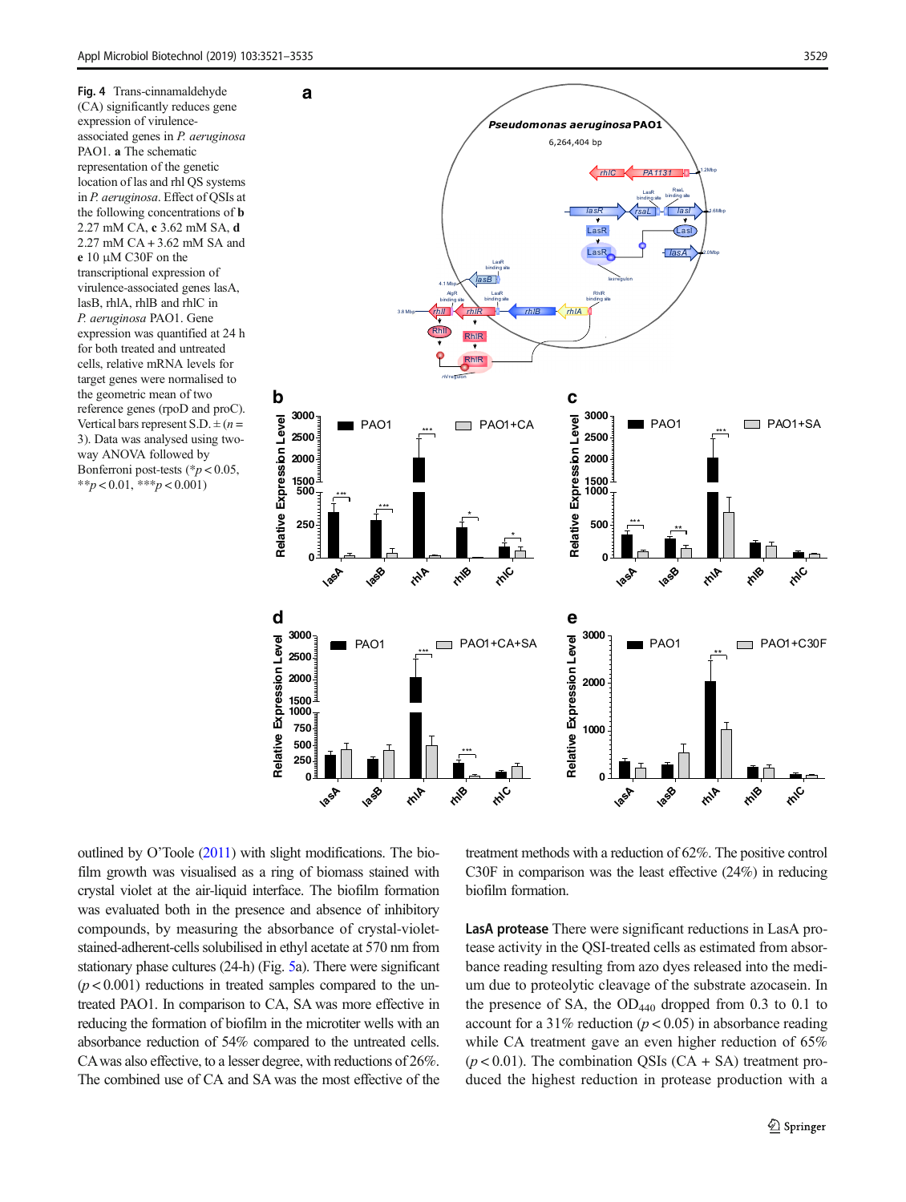Fig. 4 Trans-cinnamaldehyde (CA) significantly reduces gene expression of virulence-associated genes in *P. aeruginosa* PAO1. **a** The schematic representation of the genetic location of las and rhl QS systems in *P. aeruginosa*. Effect of QSIs at the following concentrations of **b** 2.27 mM CA, **c** 3.62 mM SA, **d** 2.27 mM CA + 3.62 mM SA and **e** 10 μM C30F on the transcriptional expression of virulence-associated genes lasA, lasB, rhlA, rhlB and rhlC in *P. aeruginosa* PAO1. Gene expression was quantified at 24 h for both treated and untreated cells, relative mRNA levels for target genes were normalised to the geometric mean of two reference genes (rpoD and proC). Vertical bars represent S.D. ± ($n = 3$). Data was analysed using two-way ANOVA followed by Bonferroni post-tests (\*$p < 0.05$, \*\*$p < 0.01$, \*\*\*$p < 0.001$)

outlined by O'Toole (2011) with slight modifications. The biofilm growth was visualised as a ring of biomass stained with crystal violet at the air-liquid interface. The biofilm formation was evaluated both in the presence and absence of inhibitory compounds, by measuring the absorbance of crystal-violet-stained-adherent-cells solubilised in ethyl acetate at 570 nm from stationary phase cultures (24-h) (Fig. 5a). There were significant ($p < 0.001$) reductions in treated samples compared to the untreated PAO1. In comparison to CA, SA was more effective in reducing the formation of biofilm in the microtiter wells with an absorbance reduction of 54% compared to the untreated cells. CA was also effective, to a lesser degree, with reductions of 26%. The combined use of CA and SA was the most effective of the treatment methods with a reduction of 62%. The positive control C30F in comparison was the least effective (24%) in reducing biofilm formation.

**LasA protease** There were significant reductions in LasA protease activity in the QSI-treated cells as estimated from absorbance reading resulting from azo dyes released into the medium due to proteolytic cleavage of the substrate azocasein. In the presence of SA, the $OD_{440}$ dropped from 0.3 to 0.1 to account for a 31% reduction ($p < 0.05$) in absorbance reading while CA treatment gave an even higher reduction of 65% ($p < 0.01$). The combination QSIs (CA + SA) treatment produced the highest reduction in protease production with a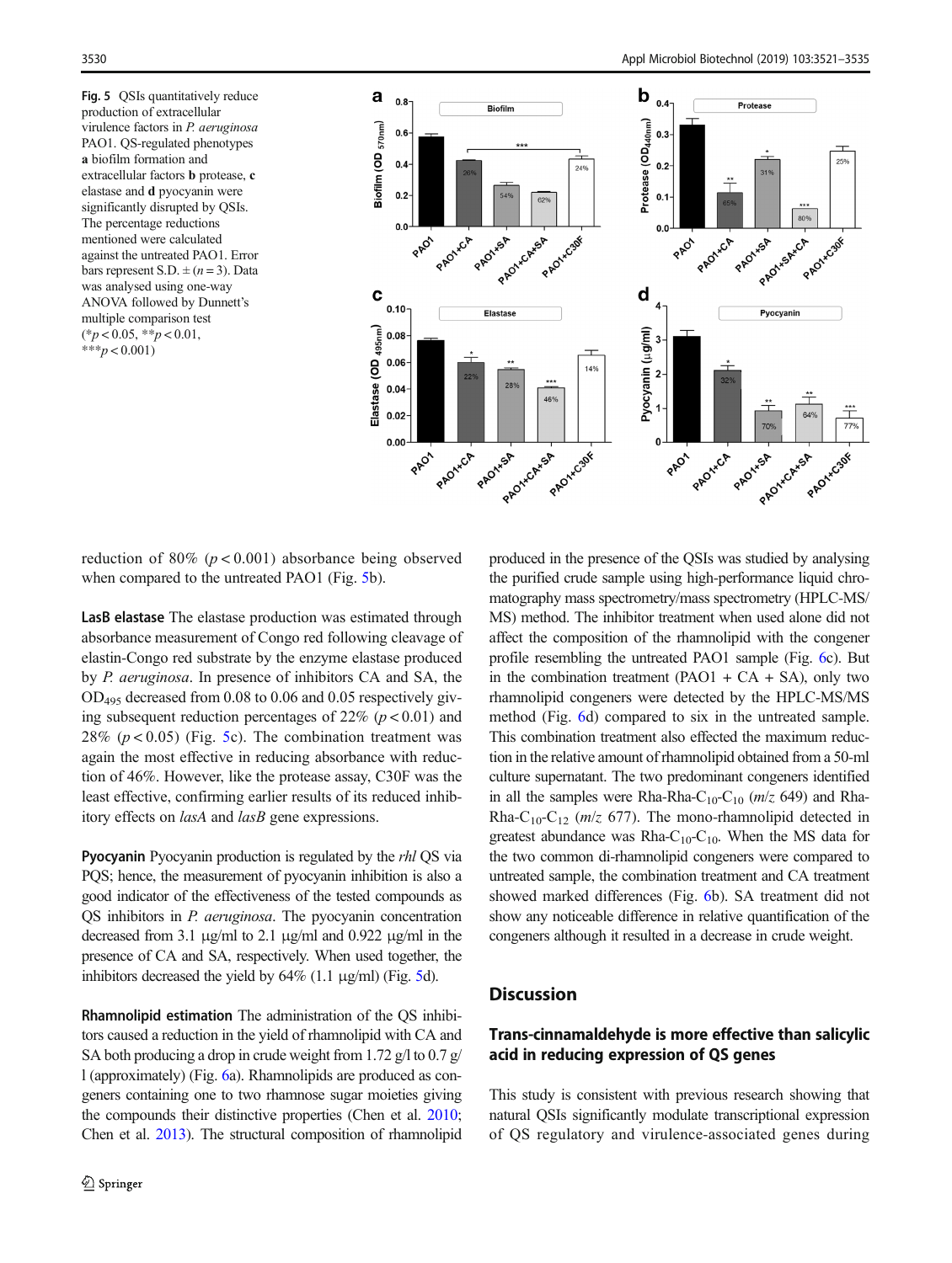Fig. 5 QSIs quantitatively reduce production of extracellular virulence factors in *P. aeruginosa* PAO1. QS-regulated phenotypes **a** biofilm formation and extracellular factors **b** protease, **c** elastase and **d** pyocyanin were significantly disrupted by QSIs. The percentage reductions mentioned were calculated against the untreated PAO1. Error bars represent S.D. ± ($n = 3$). Data was analysed using one-way ANOVA followed by Dunnett's multiple comparison test (*$p < 0.05$, **$p < 0.01$, ***$p < 0.001$)

reduction of 80% ($p < 0.001$) absorbance being observed when compared to the untreated PAO1 (Fig. 5b).

**LasB elastase** The elastase production was estimated through absorbance measurement of Congo red following cleavage of elastin-Congo red substrate by the enzyme elastase produced by *P. aeruginosa*. In presence of inhibitors CA and SA, the $OD_{495}$ decreased from 0.08 to 0.06 and 0.05 respectively giving subsequent reduction percentages of 22% ($p < 0.01$) and 28% ($p < 0.05$) (Fig. 5c). The combination treatment was again the most effective in reducing absorbance with reduction of 46%. However, like the protease assay, C30F was the least effective, confirming earlier results of its reduced inhibitory effects on *lasA* and *lasB* gene expressions.

**Pyocyanin** Pyocyanin production is regulated by the *rhl* QS via PQS; hence, the measurement of pyocyanin inhibition is also a good indicator of the effectiveness of the tested compounds as QS inhibitors in *P. aeruginosa*. The pyocyanin concentration decreased from 3.1 μg/ml to 2.1 μg/ml and 0.922 μg/ml in the presence of CA and SA, respectively. When used together, the inhibitors decreased the yield by 64% (1.1 μg/ml) (Fig. 5d).

**Rhamnolipid estimation** The administration of the QS inhibitors caused a reduction in the yield of rhamnolipid with CA and SA both producing a drop in crude weight from 1.72 g/l to 0.7 g/l (approximately) (Fig. 6a). Rhamnolipids are produced as congeners containing one to two rhamnose sugar moieties giving the compounds their distinctive properties (Chen et al. 2010; Chen et al. 2013). The structural composition of rhamnolipid produced in the presence of the QSIs was studied by analysing the purified crude sample using high-performance liquid chromatography mass spectrometry/mass spectrometry (HPLC-MS/MS) method. The inhibitor treatment when used alone did not affect the composition of the rhamnolipid with the congener profile resembling the untreated PAO1 sample (Fig. 6c). But in the combination treatment (PAO1 + CA + SA), only two rhamnolipid congeners were detected by the HPLC-MS/MS method (Fig. 6d) compared to six in the untreated sample. This combination treatment also effected the maximum reduction in the relative amount of rhamnolipid obtained from a 50-ml culture supernatant. The two predominant congeners identified in all the samples were Rha-Rha-$C_{10}$-$C_{10}$ ($m/z$ 649) and Rha-Rha-$C_{10}$-$C_{12}$ ($m/z$ 677). The mono-rhamnolipid detected in greatest abundance was Rha-$C_{10}$-$C_{10}$. When the MS data for the two common di-rhamnolipid congeners were compared to untreated sample, the combination treatment and CA treatment showed marked differences (Fig. 6b). SA treatment did not show any noticeable difference in relative quantification of the congeners although it resulted in a decrease in crude weight.

## Discussion

### Trans-cinnamaldehyde is more effective than salicylic acid in reducing expression of QS genes

This study is consistent with previous research showing that natural QSIs significantly modulate transcriptional expression of QS regulatory and virulence-associated genes during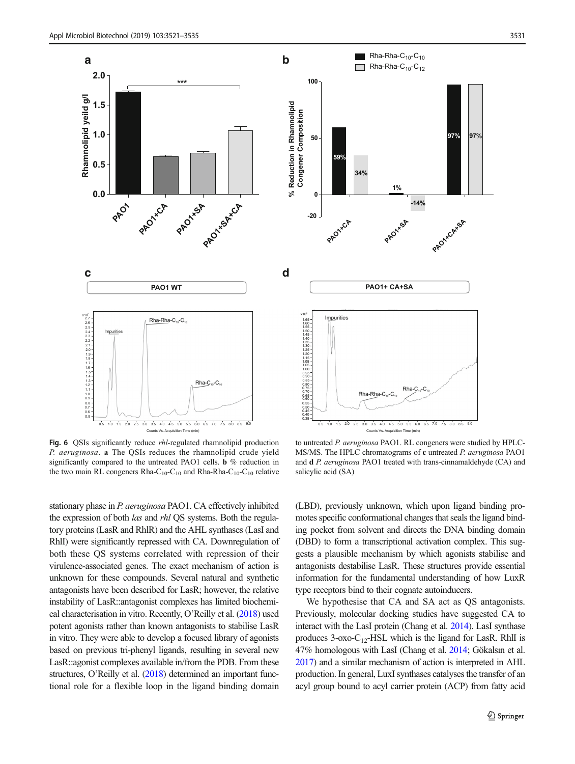Fig. 6 QSIs significantly reduce *rhl*-regulated rhamnolipid production *P. aeruginosa*. **a** The QSIs reduces the rhamnolipid crude yield significantly compared to the untreated PAO1 cells. **b** % reduction in the two main RL congeners Rha-$C_{10}$-$C_{10}$ and Rha-Rha-$C_{10}$-$C_{10}$ relative to untreated *P. aeruginosa* PAO1. RL congeners were studied by HPLC-MS/MS. The HPLC chromatograms of **c** untreated *P. aeruginosa* PAO1 and **d** *P. aeruginosa* PAO1 treated with trans-cinnamaldehyde (CA) and salicylic acid (SA)

stationary phase in *P. aeruginosa* PAO1. CA effectively inhibited the expression of both *las* and *rhl* QS systems. Both the regulatory proteins (LasR and RhlR) and the AHL synthases (LasI and RhlI) were significantly repressed with CA. Downregulation of both these QS systems correlated with repression of their virulence-associated genes. The exact mechanism of action is unknown for these compounds. Several natural and synthetic antagonists have been described for LasR; however, the relative instability of LasR::antagonist complexes has limited biochemical characterisation in vitro. Recently, O'Reilly et al. (2018) used potent agonists rather than known antagonists to stabilise LasR in vitro. They were able to develop a focused library of agonists based on previous tri-phenyl ligands, resulting in several new LasR::agonist complexes available in/from the PDB. From these structures, O'Reilly et al. (2018) determined an important functional role for a flexible loop in the ligand binding domain (LBD), previously unknown, which upon ligand binding promotes specific conformational changes that seals the ligand binding pocket from solvent and directs the DNA binding domain (DBD) to form a transcriptional activation complex. This suggests a plausible mechanism by which agonists stabilise and antagonists destabilise LasR. These structures provide essential information for the fundamental understanding of how LuxR type receptors bind to their cognate autoinducers.

We hypothesise that CA and SA act as QS antagonists. Previously, molecular docking studies have suggested CA to interact with the LasI protein (Chang et al. 2014). LasI synthase produces 3-oxo-$C_{12}$-HSL which is the ligand for LasR. RhlI is 47% homologous with LasI (Chang et al. 2014; Gökalsın et al. 2017) and a similar mechanism of action is interpreted in AHL production. In general, LuxI synthases catalyses the transfer of an acyl group bound to acyl carrier protein (ACP) from fatty acid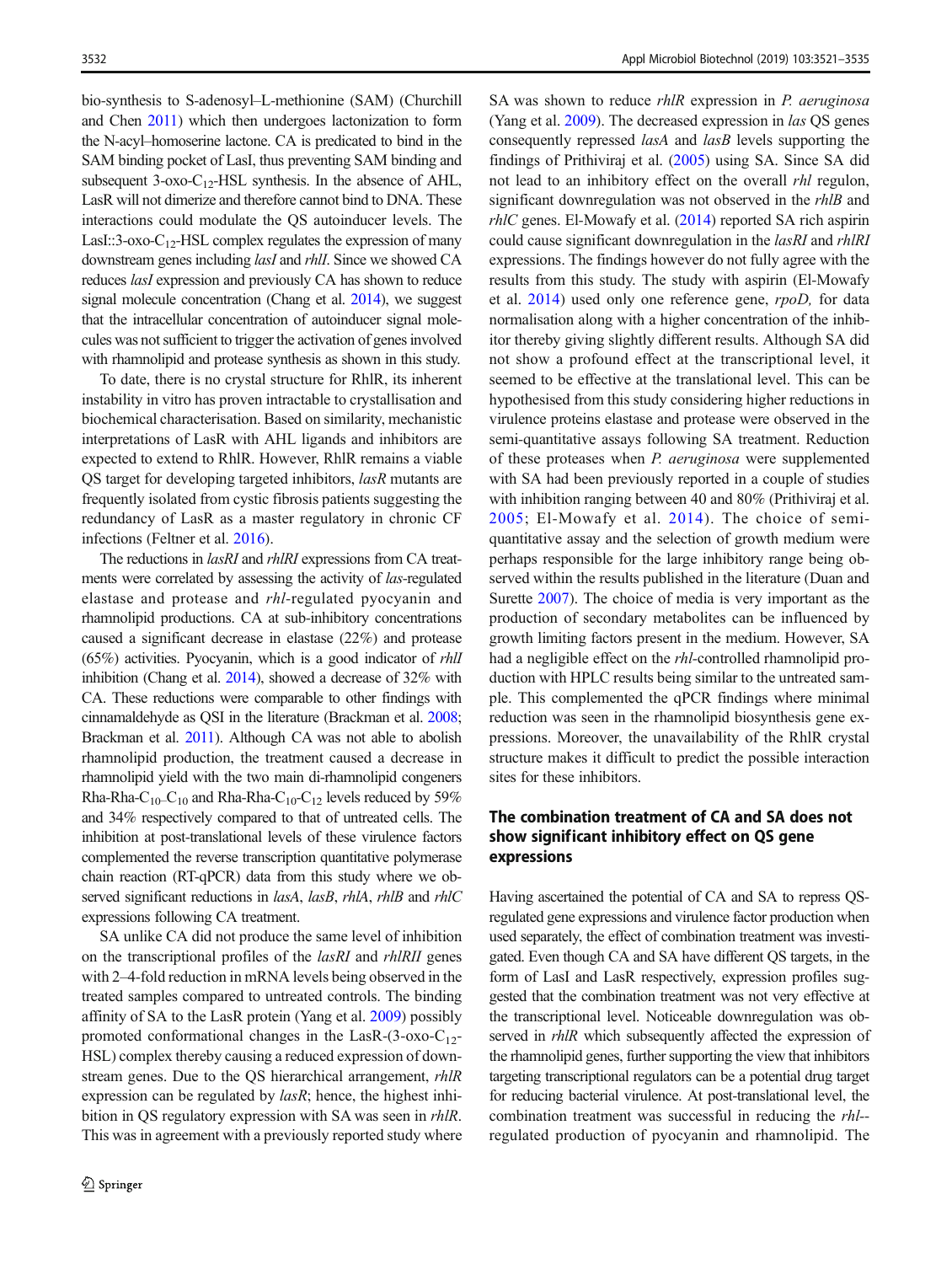bio-synthesis to S-adenosyl–L-methionine (SAM) (Churchill and Chen 2011) which then undergoes lactonization to form the N-acyl–homoserine lactone. CA is predicated to bind in the SAM binding pocket of LasI, thus preventing SAM binding and subsequent 3-oxo-$C_{12}$-HSL synthesis. In the absence of AHL, LasR will not dimerize and therefore cannot bind to DNA. These interactions could modulate the QS autoinducer levels. The LasI::3-oxo-$C_{12}$-HSL complex regulates the expression of many downstream genes including *lasI* and *rhlI*. Since we showed CA reduces *lasI* expression and previously CA has shown to reduce signal molecule concentration (Chang et al. 2014), we suggest that the intracellular concentration of autoinducer signal molecules was not sufficient to trigger the activation of genes involved with rhamnolipid and protease synthesis as shown in this study.

To date, there is no crystal structure for RhlR, its inherent instability in vitro has proven intractable to crystallisation and biochemical characterisation. Based on similarity, mechanistic interpretations of LasR with AHL ligands and inhibitors are expected to extend to RhlR. However, RhlR remains a viable QS target for developing targeted inhibitors, *lasR* mutants are frequently isolated from cystic fibrosis patients suggesting the redundancy of LasR as a master regulatory in chronic CF infections (Feltner et al. 2016).

The reductions in *lasRI* and *rhlRI* expressions from CA treatments were correlated by assessing the activity of *las*-regulated elastase and protease and *rhl*-regulated pyocyanin and rhamnolipid productions. CA at sub-inhibitory concentrations caused a significant decrease in elastase (22%) and protease (65%) activities. Pyocyanin, which is a good indicator of *rhlI* inhibition (Chang et al. 2014), showed a decrease of 32% with CA. These reductions were comparable to other findings with cinnamaldehyde as QSI in the literature (Brackman et al. 2008; Brackman et al. 2011). Although CA was not able to abolish rhamnolipid production, the treatment caused a decrease in rhamnolipid yield with the two main di-rhamnolipid congeners Rha-Rha-$C_{10}$–$C_{10}$ and Rha-Rha-$C_{10}$-$C_{12}$ levels reduced by 59% and 34% respectively compared to that of untreated cells. The inhibition at post-translational levels of these virulence factors complemented the reverse transcription quantitative polymerase chain reaction (RT-qPCR) data from this study where we observed significant reductions in *lasA*, *lasB*, *rhlA*, *rhlB* and *rhlC* expressions following CA treatment.

SA unlike CA did not produce the same level of inhibition on the transcriptional profiles of the *lasRI* and *rhlRII* genes with 2–4-fold reduction in mRNA levels being observed in the treated samples compared to untreated controls. The binding affinity of SA to the LasR protein (Yang et al. 2009) possibly promoted conformational changes in the LasR-(3-oxo-$C_{12}$-HSL) complex thereby causing a reduced expression of downstream genes. Due to the QS hierarchical arrangement, *rhlR* expression can be regulated by *lasR*; hence, the highest inhibition in QS regulatory expression with SA was seen in *rhlR*. This was in agreement with a previously reported study where SA was shown to reduce *rhlR* expression in *P. aeruginosa* (Yang et al. 2009). The decreased expression in *las* QS genes consequently repressed *lasA* and *lasB* levels supporting the findings of Prithiviraj et al. (2005) using SA. Since SA did not lead to an inhibitory effect on the overall *rhl* regulon, significant downregulation was not observed in the *rhlB* and *rhlC* genes. El-Mowafy et al. (2014) reported SA rich aspirin could cause significant downregulation in the *lasRI* and *rhlRI* expressions. The findings however do not fully agree with the results from this study. The study with aspirin (El-Mowafy et al. 2014) used only one reference gene, *rpoD,* for data normalisation along with a higher concentration of the inhibitor thereby giving slightly different results. Although SA did not show a profound effect at the transcriptional level, it seemed to be effective at the translational level. This can be hypothesised from this study considering higher reductions in virulence proteins elastase and protease were observed in the semi-quantitative assays following SA treatment. Reduction of these proteases when *P. aeruginosa* were supplemented with SA had been previously reported in a couple of studies with inhibition ranging between 40 and 80% (Prithiviraj et al. 2005; El-Mowafy et al. 2014). The choice of semi-quantitative assay and the selection of growth medium were perhaps responsible for the large inhibitory range being observed within the results published in the literature (Duan and Surette 2007). The choice of media is very important as the production of secondary metabolites can be influenced by growth limiting factors present in the medium. However, SA had a negligible effect on the *rhl*-controlled rhamnolipid production with HPLC results being similar to the untreated sample. This complemented the qPCR findings where minimal reduction was seen in the rhamnolipid biosynthesis gene expressions. Moreover, the unavailability of the RhlR crystal structure makes it difficult to predict the possible interaction sites for these inhibitors.

## The combination treatment of CA and SA does not show significant inhibitory effect on QS gene expressions

Having ascertained the potential of CA and SA to repress QS-regulated gene expressions and virulence factor production when used separately, the effect of combination treatment was investigated. Even though CA and SA have different QS targets, in the form of LasI and LasR respectively, expression profiles suggested that the combination treatment was not very effective at the transcriptional level. Noticeable downregulation was observed in *rhlR* which subsequently affected the expression of the rhamnolipid genes, further supporting the view that inhibitors targeting transcriptional regulators can be a potential drug target for reducing bacterial virulence. At post-translational level, the combination treatment was successful in reducing the *rhl*-regulated production of pyocyanin and rhamnolipid. The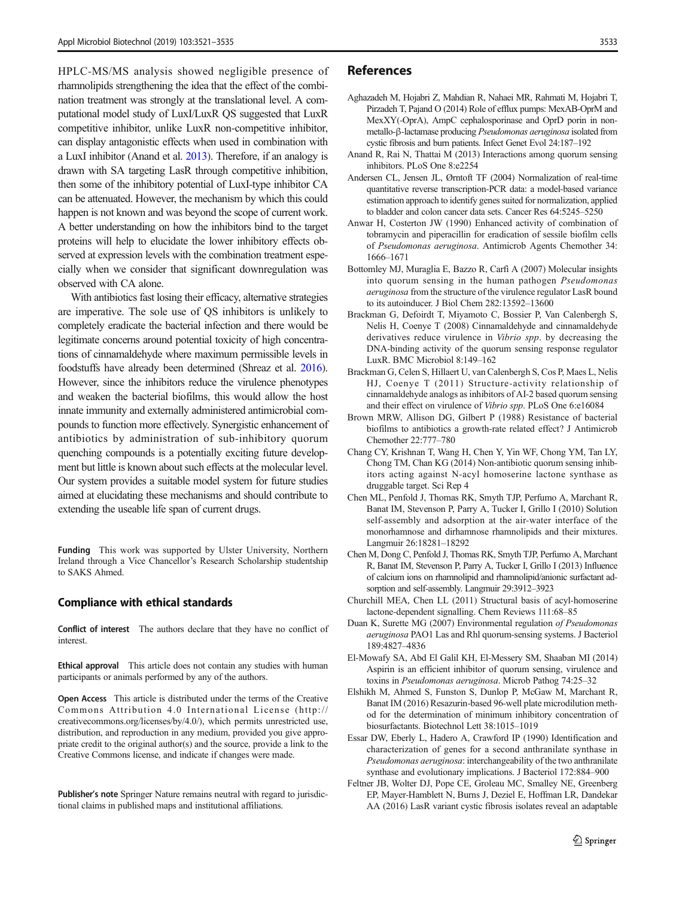HPLC-MS/MS analysis showed negligible presence of rhamnolipids strengthening the idea that the effect of the combination treatment was strongly at the translational level. A computational model study of LuxI/LuxR QS suggested that LuxR competitive inhibitor, unlike LuxR non-competitive inhibitor, can display antagonistic effects when used in combination with a LuxI inhibitor (Anand et al. 2013). Therefore, if an analogy is drawn with SA targeting LasR through competitive inhibition, then some of the inhibitory potential of LuxI-type inhibitor CA can be attenuated. However, the mechanism by which this could happen is not known and was beyond the scope of current work. A better understanding on how the inhibitors bind to the target proteins will help to elucidate the lower inhibitory effects observed at expression levels with the combination treatment especially when we consider that significant downregulation was observed with CA alone.

With antibiotics fast losing their efficacy, alternative strategies are imperative. The sole use of QS inhibitors is unlikely to completely eradicate the bacterial infection and there would be legitimate concerns around potential toxicity of high concentrations of cinnamaldehyde where maximum permissible levels in foodstuffs have already been determined (Shreaz et al. 2016). However, since the inhibitors reduce the virulence phenotypes and weaken the bacterial biofilms, this would allow the host innate immunity and externally administered antimicrobial compounds to function more effectively. Synergistic enhancement of antibiotics by administration of sub-inhibitory quorum quenching compounds is a potentially exciting future development but little is known about such effects at the molecular level. Our system provides a suitable model system for future studies aimed at elucidating these mechanisms and should contribute to extending the useable life span of current drugs.

**Funding** This work was supported by Ulster University, Northern Ireland through a Vice Chancellor's Research Scholarship studentship to SAKS Ahmed.

### Compliance with ethical standards

**Conflict of interest** The authors declare that they have no conflict of interest.

**Ethical approval** This article does not contain any studies with human participants or animals performed by any of the authors.

**Open Access** This article is distributed under the terms of the Creative Commons Attribution 4.0 International License (http://creativecommons.org/licenses/by/4.0/), which permits unrestricted use, distribution, and reproduction in any medium, provided you give appropriate credit to the original author(s) and the source, provide a link to the Creative Commons license, and indicate if changes were made.

**Publisher's note** Springer Nature remains neutral with regard to jurisdictional claims in published maps and institutional affiliations.

## References

Aghazadeh M, Hojabri Z, Mahdian R, Nahaei MR, Rahmati M, Hojabri T, Pirzadeh T, Pajand O (2014) Role of efflux pumps: MexAB-OprM and MexXY(-OprA), AmpC cephalosporinase and OprD porin in non-metallo-β-lactamase producing *Pseudomonas aeruginosa* isolated from cystic fibrosis and burn patients. Infect Genet Evol 24:187–192

Anand R, Rai N, Thattai M (2013) Interactions among quorum sensing inhibitors. PLoS One 8:e2254

Andersen CL, Jensen JL, Ørntoft TF (2004) Normalization of real-time quantitative reverse transcription-PCR data: a model-based variance estimation approach to identify genes suited for normalization, applied to bladder and colon cancer data sets. Cancer Res 64:5245–5250

Anwar H, Costerton JW (1990) Enhanced activity of combination of tobramycin and piperacillin for eradication of sessile biofilm cells of *Pseudomonas aeruginosa*. Antimicrob Agents Chemother 34: 1666–1671

Bottomley MJ, Muraglia E, Bazzo R, Carfì A (2007) Molecular insights into quorum sensing in the human pathogen *Pseudomonas aeruginosa* from the structure of the virulence regulator LasR bound to its autoinducer. J Biol Chem 282:13592–13600

Brackman G, Defoirdt T, Miyamoto C, Bossier P, Van Calenbergh S, Nelis H, Coenye T (2008) Cinnamaldehyde and cinnamaldehyde derivatives reduce virulence in *Vibrio spp*. by decreasing the DNA-binding activity of the quorum sensing response regulator LuxR. BMC Microbiol 8:149–162

Brackman G, Celen S, Hillaert U, van Calenbergh S, Cos P, Maes L, Nelis HJ, Coenye T (2011) Structure-activity relationship of cinnamaldehyde analogs as inhibitors of AI-2 based quorum sensing and their effect on virulence of *Vibrio spp*. PLoS One 6:e16084

Brown MRW, Allison DG, Gilbert P (1988) Resistance of bacterial biofilms to antibiotics a growth-rate related effect? J Antimicrob Chemother 22:777–780

Chang CY, Krishnan T, Wang H, Chen Y, Yin WF, Chong YM, Tan LY, Chong TM, Chan KG (2014) Non-antibiotic quorum sensing inhibitors acting against N-acyl homoserine lactone synthase as druggable target. Sci Rep 4

Chen ML, Penfold J, Thomas RK, Smyth TJP, Perfumo A, Marchant R, Banat IM, Stevenson P, Parry A, Tucker I, Grillo I (2010) Solution self-assembly and adsorption at the air-water interface of the monorhamnose and dirhamnose rhamnolipids and their mixtures. Langmuir 26:18281–18292

Chen M, Dong C, Penfold J, Thomas RK, Smyth TJP, Perfumo A, Marchant R, Banat IM, Stevenson P, Parry A, Tucker I, Grillo I (2013) Influence of calcium ions on rhamnolipid and rhamnolipid/anionic surfactant adsorption and self-assembly. Langmuir 29:3912–3923

Churchill MEA, Chen LL (2011) Structural basis of acyl-homoserine lactone-dependent signalling. Chem Reviews 111:68–85

Duan K, Surette MG (2007) Environmental regulation *of Pseudomonas aeruginosa* PAO1 Las and Rhl quorum-sensing systems. J Bacteriol 189:4827–4836

El-Mowafy SA, Abd El Galil KH, El-Messery SM, Shaaban MI (2014) Aspirin is an efficient inhibitor of quorum sensing, virulence and toxins in *Pseudomonas aeruginosa*. Microb Pathog 74:25–32

Elshikh M, Ahmed S, Funston S, Dunlop P, McGaw M, Marchant R, Banat IM (2016) Resazurin-based 96-well plate microdilution method for the determination of minimum inhibitory concentration of biosurfactants. Biotechnol Lett 38:1015–1019

Essar DW, Eberly L, Hadero A, Crawford IP (1990) Identification and characterization of genes for a second anthranilate synthase in *Pseudomonas aeruginosa*: interchangeability of the two anthranilate synthase and evolutionary implications. J Bacteriol 172:884–900

Feltner JB, Wolter DJ, Pope CE, Groleau MC, Smalley NE, Greenberg EP, Mayer-Hamblett N, Burns J, Deziel E, Hoffman LR, Dandekar AA (2016) LasR variant cystic fibrosis isolates reveal an adaptable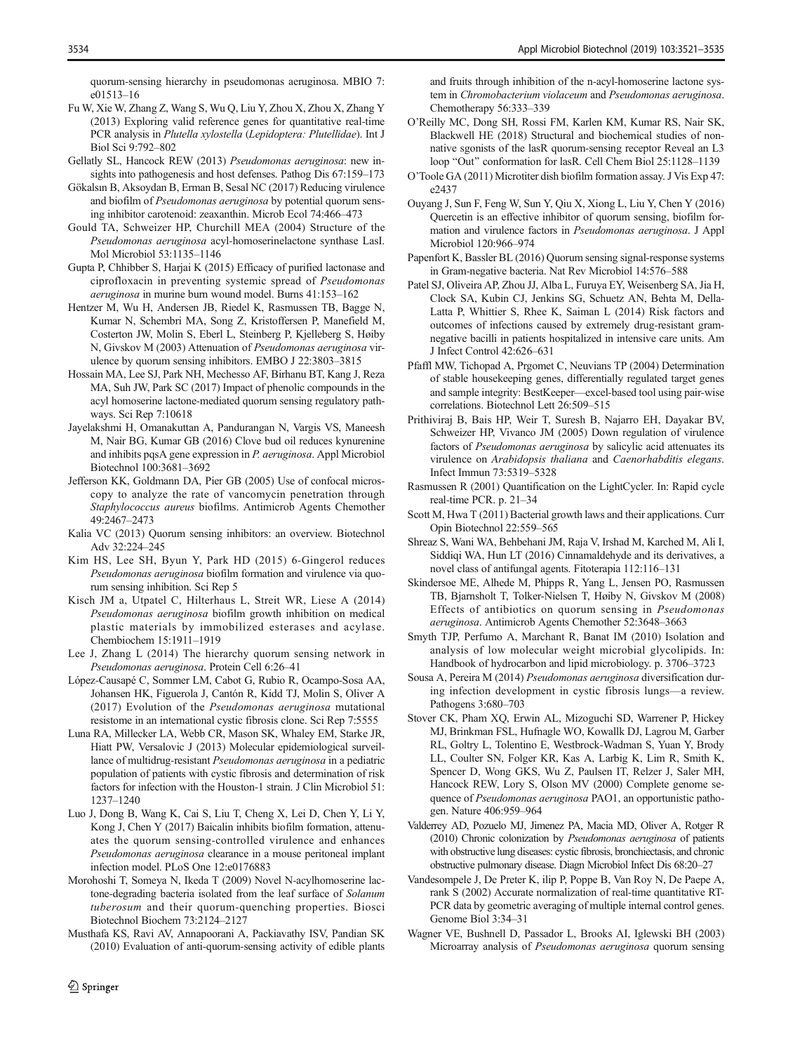quorum-sensing hierarchy in pseudomonas aeruginosa. MBIO 7: e01513–16

Fu W, Xie W, Zhang Z, Wang S, Wu Q, Liu Y, Zhou X, Zhou X, Zhang Y (2013) Exploring valid reference genes for quantitative real-time PCR analysis in *Plutella xylostella* (*Lepidoptera: Plutellidae*). Int J Biol Sci 9:792–802

Gellatly SL, Hancock REW (2013) *Pseudomonas aeruginosa*: new insights into pathogenesis and host defenses. Pathog Dis 67:159–173

Gökalsın B, Aksoydan B, Erman B, Sesal NC (2017) Reducing virulence and biofilm of *Pseudomonas aeruginosa* by potential quorum sensing inhibitor carotenoid: zeaxanthin. Microb Ecol 74:466–473

Gould TA, Schweizer HP, Churchill MEA (2004) Structure of the *Pseudomonas aeruginosa* acyl-homoserinelactone synthase LasI. Mol Microbiol 53:1135–1146

Gupta P, Chhibber S, Harjai K (2015) Efficacy of purified lactonase and ciprofloxacin in preventing systemic spread of *Pseudomonas aeruginosa* in murine burn wound model. Burns 41:153–162

Hentzer M, Wu H, Andersen JB, Riedel K, Rasmussen TB, Bagge N, Kumar N, Schembri MA, Song Z, Kristoffersen P, Manefield M, Costerton JW, Molin S, Eberl L, Steinberg P, Kjelleberg S, Høiby N, Givskov M (2003) Attenuation of *Pseudomonas aeruginosa* virulence by quorum sensing inhibitors. EMBO J 22:3803–3815

Hossain MA, Lee SJ, Park NH, Mechesso AF, Birhanu BT, Kang J, Reza MA, Suh JW, Park SC (2017) Impact of phenolic compounds in the acyl homoserine lactone-mediated quorum sensing regulatory pathways. Sci Rep 7:10618

Jayelakshmi H, Omanakuttan A, Pandurangan N, Vargis VS, Maneesh M, Nair BG, Kumar GB (2016) Clove bud oil reduces kynurenine and inhibits pqsA gene expression in *P. aeruginosa*. Appl Microbiol Biotechnol 100:3681–3692

Jefferson KK, Goldmann DA, Pier GB (2005) Use of confocal microscopy to analyze the rate of vancomycin penetration through *Staphylococcus aureus* biofilms. Antimicrob Agents Chemother 49:2467–2473

Kalia VC (2013) Quorum sensing inhibitors: an overview. Biotechnol Adv 32:224–245

Kim HS, Lee SH, Byun Y, Park HD (2015) 6-Gingerol reduces *Pseudomonas aeruginosa* biofilm formation and virulence via quorum sensing inhibition. Sci Rep 5

Kisch JM a, Utpatel C, Hilterhaus L, Streit WR, Liese A (2014) *Pseudomonas aeruginosa* biofilm growth inhibition on medical plastic materials by immobilized esterases and acylase. Chembiochem 15:1911–1919

Lee J, Zhang L (2014) The hierarchy quorum sensing network in *Pseudomonas aeruginosa*. Protein Cell 6:26–41

López-Causapé C, Sommer LM, Cabot G, Rubio R, Ocampo-Sosa AA, Johansen HK, Figuerola J, Cantón R, Kidd TJ, Molin S, Oliver A (2017) Evolution of the *Pseudomonas aeruginosa* mutational resistome in an international cystic fibrosis clone. Sci Rep 7:5555

Luna RA, Millecker LA, Webb CR, Mason SK, Whaley EM, Starke JR, Hiatt PW, Versalovic J (2013) Molecular epidemiological surveillance of multidrug-resistant *Pseudomonas aeruginosa* in a pediatric population of patients with cystic fibrosis and determination of risk factors for infection with the Houston-1 strain. J Clin Microbiol 51: 1237–1240

Luo J, Dong B, Wang K, Cai S, Liu T, Cheng X, Lei D, Chen Y, Li Y, Kong J, Chen Y (2017) Baicalin inhibits biofilm formation, attenuates the quorum sensing-controlled virulence and enhances *Pseudomonas aeruginosa* clearance in a mouse peritoneal implant infection model. PLoS One 12:e0176883

Morohoshi T, Someya N, Ikeda T (2009) Novel N-acylhomoserine lactone-degrading bacteria isolated from the leaf surface of *Solanum tuberosum* and their quorum-quenching properties. Biosci Biotechnol Biochem 73:2124–2127

Musthafa KS, Ravi AV, Annapoorani A, Packiavathy ISV, Pandian SK (2010) Evaluation of anti-quorum-sensing activity of edible plants and fruits through inhibition of the n-acyl-homoserine lactone system in *Chromobacterium violaceum* and *Pseudomonas aeruginosa*. Chemotherapy 56:333–339

O'Reilly MC, Dong SH, Rossi FM, Karlen KM, Kumar RS, Nair SK, Blackwell HE (2018) Structural and biochemical studies of non-native sgonists of the lasR quorum-sensing receptor Reveal an L3 loop "Out" conformation for lasR. Cell Chem Biol 25:1128–1139

O'Toole GA (2011) Microtiter dish biofilm formation assay. J Vis Exp 47: e2437

Ouyang J, Sun F, Feng W, Sun Y, Qiu X, Xiong L, Liu Y, Chen Y (2016) Quercetin is an effective inhibitor of quorum sensing, biofilm formation and virulence factors in *Pseudomonas aeruginosa*. J Appl Microbiol 120:966–974

Papenfort K, Bassler BL (2016) Quorum sensing signal-response systems in Gram-negative bacteria. Nat Rev Microbiol 14:576–588

Patel SJ, Oliveira AP, Zhou JJ, Alba L, Furuya EY, Weisenberg SA, Jia H, Clock SA, Kubin CJ, Jenkins SG, Schuetz AN, Behta M, Della-Latta P, Whittier S, Rhee K, Saiman L (2014) Risk factors and outcomes of infections caused by extremely drug-resistant gram-negative bacilli in patients hospitalized in intensive care units. Am J Infect Control 42:626–631

Pfaffl MW, Tichopad A, Prgomet C, Neuvians TP (2004) Determination of stable housekeeping genes, differentially regulated target genes and sample integrity: BestKeeper—excel-based tool using pair-wise correlations. Biotechnol Lett 26:509–515

Prithiviraj B, Bais HP, Weir T, Suresh B, Najarro EH, Dayakar BV, Schweizer HP, Vivanco JM (2005) Down regulation of virulence factors of *Pseudomonas aeruginosa* by salicylic acid attenuates its virulence on *Arabidopsis thaliana* and *Caenorhabditis elegans*. Infect Immun 73:5319–5328

Rasmussen R (2001) Quantification on the LightCycler. In: Rapid cycle real-time PCR. p. 21–34

Scott M, Hwa T (2011) Bacterial growth laws and their applications. Curr Opin Biotechnol 22:559–565

Shreaz S, Wani WA, Behbehani JM, Raja V, Irshad M, Karched M, Ali I, Siddiqi WA, Hun LT (2016) Cinnamaldehyde and its derivatives, a novel class of antifungal agents. Fitoterapia 112:116–131

Skindersoe ME, Alhede M, Phipps R, Yang L, Jensen PO, Rasmussen TB, Bjarnsholt T, Tolker-Nielsen T, Høiby N, Givskov M (2008) Effects of antibiotics on quorum sensing in *Pseudomonas aeruginosa*. Antimicrob Agents Chemother 52:3648–3663

Smyth TJP, Perfumo A, Marchant R, Banat IM (2010) Isolation and analysis of low molecular weight microbial glycolipids. In: Handbook of hydrocarbon and lipid microbiology. p. 3706–3723

Sousa A, Pereira M (2014) *Pseudomonas aeruginosa* diversification during infection development in cystic fibrosis lungs—a review. Pathogens 3:680–703

Stover CK, Pham XQ, Erwin AL, Mizoguchi SD, Warrener P, Hickey MJ, Brinkman FSL, Hufnagle WO, Kowallk DJ, Lagrou M, Garber RL, Goltry L, Tolentino E, Westbrock-Wadman S, Yuan Y, Brody LL, Coulter SN, Folger KR, Kas A, Larbig K, Lim R, Smith K, Spencer D, Wong GKS, Wu Z, Paulsen IT, Relzer J, Saler MH, Hancock REW, Lory S, Olson MV (2000) Complete genome sequence of *Pseudomonas aeruginosa* PAO1, an opportunistic pathogen. Nature 406:959–964

Valderrey AD, Pozuelo MJ, Jimenez PA, Macia MD, Oliver A, Rotger R (2010) Chronic colonization by *Pseudomonas aeruginosa* of patients with obstructive lung diseases: cystic fibrosis, bronchiectasis, and chronic obstructive pulmonary disease. Diagn Microbiol Infect Dis 68:20–27

Vandesompele J, De Preter K, ilip P, Poppe B, Van Roy N, De Paepe A, rank S (2002) Accurate normalization of real-time quantitative RT-PCR data by geometric averaging of multiple internal control genes. Genome Biol 3:34–31

Wagner VE, Bushnell D, Passador L, Brooks AI, Iglewski BH (2003) Microarray analysis of *Pseudomonas aeruginosa* quorum sensing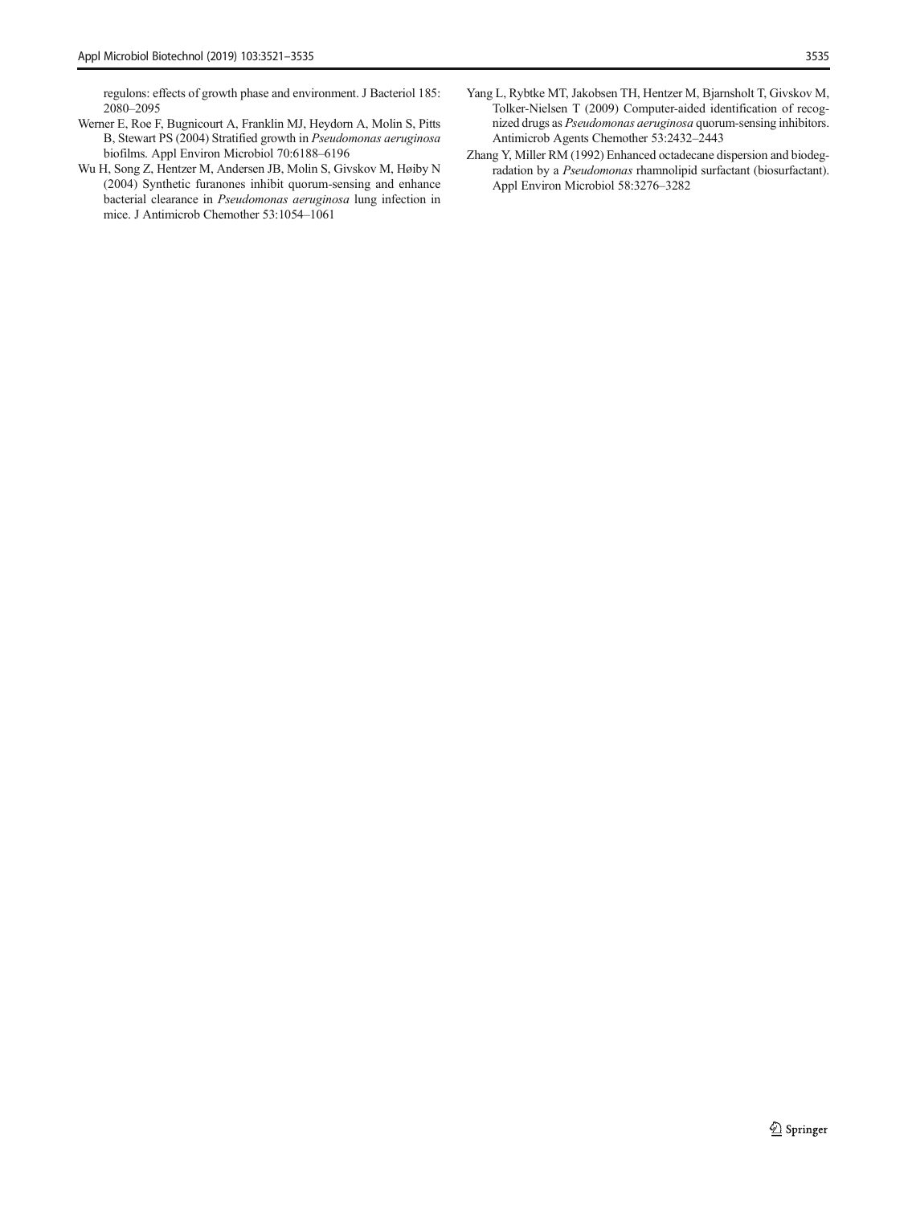regulons: effects of growth phase and environment. J Bacteriol 185: 2080–2095

Werner E, Roe F, Bugnicourt A, Franklin MJ, Heydorn A, Molin S, Pitts B, Stewart PS (2004) Stratified growth in *Pseudomonas aeruginosa* biofilms. Appl Environ Microbiol 70:6188–6196

Wu H, Song Z, Hentzer M, Andersen JB, Molin S, Givskov M, Høiby N (2004) Synthetic furanones inhibit quorum-sensing and enhance bacterial clearance in *Pseudomonas aeruginosa* lung infection in mice. J Antimicrob Chemother 53:1054–1061

Yang L, Rybtke MT, Jakobsen TH, Hentzer M, Bjarnsholt T, Givskov M, Tolker-Nielsen T (2009) Computer-aided identification of recognized drugs as *Pseudomonas aeruginosa* quorum-sensing inhibitors. Antimicrob Agents Chemother 53:2432–2443

Zhang Y, Miller RM (1992) Enhanced octadecane dispersion and biodegradation by a *Pseudomonas* rhamnolipid surfactant (biosurfactant). Appl Environ Microbiol 58:3276–3282